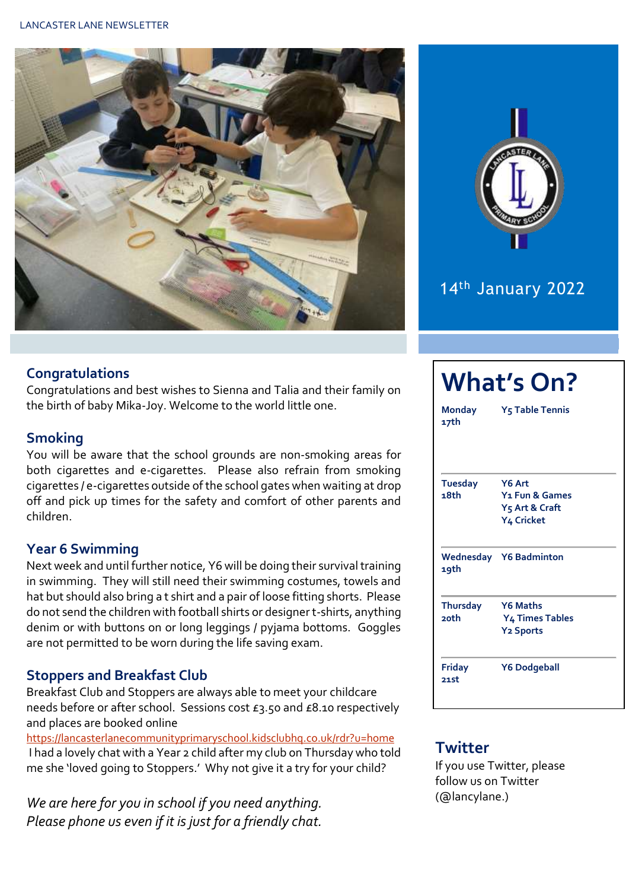LANCASTER LANE NEWSLETTER

14th January 2022

## Congratulations

Congratulations and best wishes to Sienna and Talia and their family on the birth of baby Mika-Joy. Welcome to the world little one.

## Smoking

You will be aware that the school grounds are non-smoking areas for both cigarettes and e-cigarettes. Please also refrain from smoking cigarettes / e-cigarettes outside of the school gates when waiting at drop off and pick up times for the safety and comfort of other parents and children.

## Year 6 Swimming

Next week and until further notice, Y6 will be doing their survival training in swimming. They will still need their swimming costumes, towels and hat but should also bring a t shirt and a pair of loose fitting shorts. Please do not send the children with football shirts or designer t-shirts, anything denim or with buttons on or long leggings / pyjama bottoms. Goggles are not permitted to be worn during the life saving exam.

## Stoppers and Breakfast Club

Breakfast Club and Stoppers are always able to meet your childcare needs before or after school. Sessions cost £3.50 and £8.10 respectively and places are booked online https://lancasterlanecommunityprimaryschool.kidsclubhq.co.uk/rdr?u=home

I had a lovely chat with a Year 2 child after my club on Thursday who told me she 'loved going to Stoppers.' Why not give it a try for your child?

*We are here for you in school if you need anything.*
*Please phone us even if it is just for a friendly chat.*

# What's On?

| Day | Activities |
|---|---|
| **Monday 17th** | **Y5 Table Tennis** |
| **Tuesday 18th** | **Y6 Art**<br>**Y1 Fun & Games**<br>**Y5 Art & Craft**<br>**Y4 Cricket** |
| **Wednesday 19th** | **Y6 Badminton** |
| **Thursday 20th** | **Y6 Maths**<br>**Y4 Times Tables**<br>**Y2 Sports** |
| **Friday 21st** | **Y6 Dodgeball** |

## Twitter

If you use Twitter, please follow us on Twitter (@lancylane.)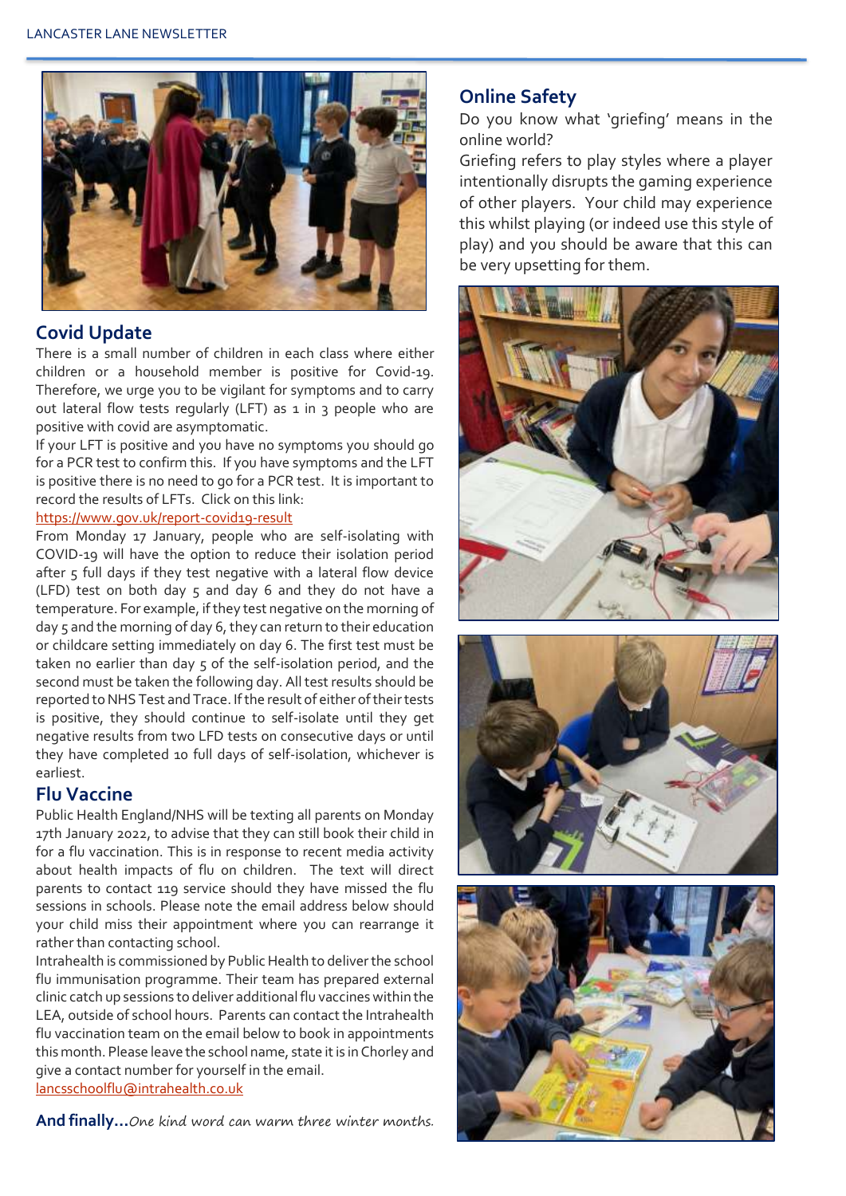## Covid Update

There is a small number of children in each class where either children or a household member is positive for Covid-19. Therefore, we urge you to be vigilant for symptoms and to carry out lateral flow tests regularly (LFT) as 1 in 3 people who are positive with covid are asymptomatic.

If your LFT is positive and you have no symptoms you should go for a PCR test to confirm this. If you have symptoms and the LFT is positive there is no need to go for a PCR test. It is important to record the results of LFTs. Click on this link:

https://www.gov.uk/report-covid19-result

From Monday 17 January, people who are self-isolating with COVID-19 will have the option to reduce their isolation period after 5 full days if they test negative with a lateral flow device (LFD) test on both day 5 and day 6 and they do not have a temperature. For example, if they test negative on the morning of day 5 and the morning of day 6, they can return to their education or childcare setting immediately on day 6. The first test must be taken no earlier than day 5 of the self-isolation period, and the second must be taken the following day. All test results should be reported to NHS Test and Trace. If the result of either of their tests is positive, they should continue to self-isolate until they get negative results from two LFD tests on consecutive days or until they have completed 10 full days of self-isolation, whichever is earliest.

## Flu Vaccine

Public Health England/NHS will be texting all parents on Monday 17th January 2022, to advise that they can still book their child in for a flu vaccination. This is in response to recent media activity about health impacts of flu on children. The text will direct parents to contact 119 service should they have missed the flu sessions in schools. Please note the email address below should your child miss their appointment where you can rearrange it rather than contacting school.

Intrahealth is commissioned by Public Health to deliver the school flu immunisation programme. Their team has prepared external clinic catch up sessions to deliver additional flu vaccines within the LEA, outside of school hours. Parents can contact the Intrahealth flu vaccination team on the email below to book in appointments this month. Please leave the school name, state it is in Chorley and give a contact number for yourself in the email.

lancsschoolflu@intrahealth.co.uk

**And finally…** *One kind word can warm three winter months.*

## Online Safety

Do you know what 'griefing' means in the online world?

Griefing refers to play styles where a player intentionally disrupts the gaming experience of other players. Your child may experience this whilst playing (or indeed use this style of play) and you should be aware that this can be very upsetting for them.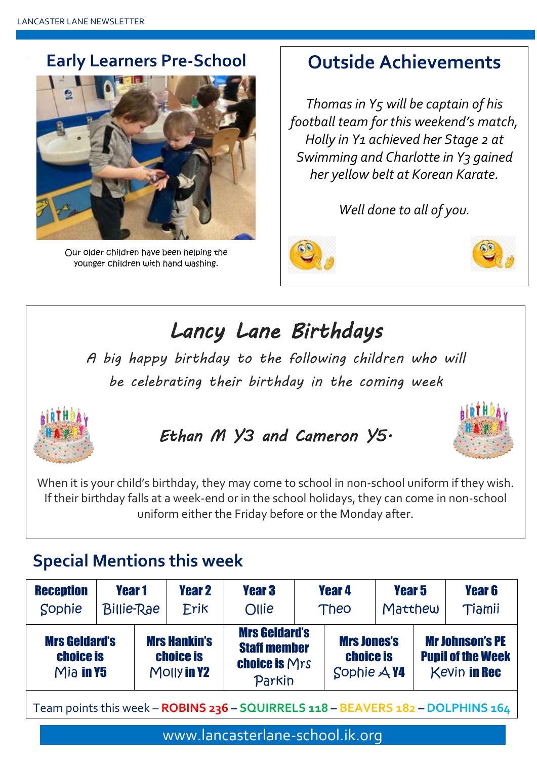## Early Learners Pre-School

Our older children have been helping the younger children with hand washing.

## Outside Achievements

*Thomas in Y5 will be captain of his football team for this weekend's match, Holly in Y1 achieved her Stage 2 at Swimming and Charlotte in Y3 gained her yellow belt at Korean Karate.*

*Well done to all of you.*

## Lancy Lane Birthdays

*A big happy birthday to the following children who will be celebrating their birthday in the coming week*

*Ethan M Y3 and Cameron Y5.*

When it is your child's birthday, they may come to school in non-school uniform if they wish. If their birthday falls at a week-end or in the school holidays, they can come in non-school uniform either the Friday before or the Monday after.

## Special Mentions this week

| Reception | Year 1 | Year 2 | Year 3 | Year 4 | Year 5 | Year 6 |
|---|---|---|---|---|---|---|
| Sophie | Billie-Rae | Erik | Ollie | Theo | Matthew | Tiamii |

| | | | | |
|---|---|---|---|---|
| **Mrs Geldard's choice is** Mia **in Y5** | **Mrs Hankin's choice is** Molly **in Y2** | **Mrs Geldard's Staff member choice is** Mrs Parkin | **Mrs Jones's choice is** Sophie A **Y4** | **Mr Johnson's PE Pupil of the Week** Kevin **in Rec** |

Team points this week – **ROBINS 236** – **SQUIRRELS 118** – **BEAVERS 182** – **DOLPHINS 164**

www.lancasterlane-school.ik.org